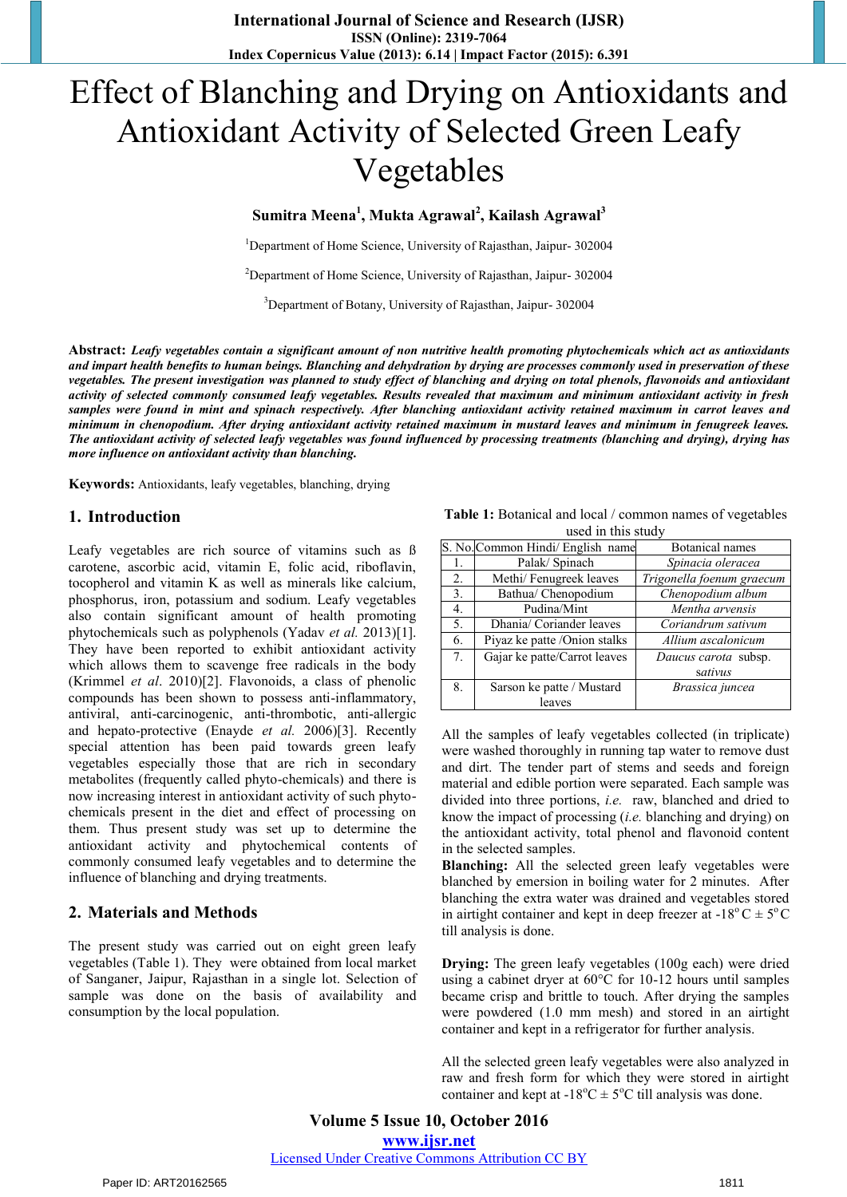# Effect of Blanching and Drying on Antioxidants and Antioxidant Activity of Selected Green Leafy Vegetables

**Sumitra Meena[1], Mukta Agrawal[2], Kailash Agrawal[3]**

[1]Department of Home Science, University of Rajasthan, Jaipur- 302004

[2]Department of Home Science, University of Rajasthan, Jaipur- 302004

[3]Department of Botany, University of Rajasthan, Jaipur- 302004

**Abstract:** ***Leafy vegetables contain a significant amount of non nutritive health promoting phytochemicals which act as antioxidants and impart health benefits to human beings. Blanching and dehydration by drying are processes commonly used in preservation of these vegetables. The present investigation was planned to study effect of blanching and drying on total phenols, flavonoids and antioxidant activity of selected commonly consumed leafy vegetables. Results revealed that maximum and minimum antioxidant activity in fresh samples were found in mint and spinach respectively. After blanching antioxidant activity retained maximum in carrot leaves and minimum in chenopodium. After drying antioxidant activity retained maximum in mustard leaves and minimum in fenugreek leaves. The antioxidant activity of selected leafy vegetables was found influenced by processing treatments (blanching and drying), drying has more influence on antioxidant activity than blanching.***

**Keywords:** Antioxidants, leafy vegetables, blanching, drying

## 1. Introduction

Leafy vegetables are rich source of vitamins such as ß carotene, ascorbic acid, vitamin E, folic acid, riboflavin, tocopherol and vitamin K as well as minerals like calcium, phosphorus, iron, potassium and sodium. Leafy vegetables also contain significant amount of health promoting phytochemicals such as polyphenols (Yadav *et al.* 2013)[1]. They have been reported to exhibit antioxidant activity which allows them to scavenge free radicals in the body (Krimmel *et al*. 2010)[2]. Flavonoids, a class of phenolic compounds has been shown to possess anti-inflammatory, antiviral, anti-carcinogenic, anti-thrombotic, anti-allergic and hepato-protective (Enayde *et al.* 2006)[3]. Recently special attention has been paid towards green leafy vegetables especially those that are rich in secondary metabolites (frequently called phyto-chemicals) and there is now increasing interest in antioxidant activity of such phyto-chemicals present in the diet and effect of processing on them. Thus present study was set up to determine the antioxidant activity and phytochemical contents of commonly consumed leafy vegetables and to determine the influence of blanching and drying treatments.

## 2. Materials and Methods

The present study was carried out on eight green leafy vegetables (Table 1). They were obtained from local market of Sanganer, Jaipur, Rajasthan in a single lot. Selection of sample was done on the basis of availability and consumption by the local population.

**Table 1:** Botanical and local / common names of vegetables used in this study

| S. No. | Common Hindi/ English name | Botanical names |
|---|---|---|
| 1. | Palak/ Spinach | *Spinacia oleracea* |
| 2. | Methi/ Fenugreek leaves | *Trigonella foenum graecum* |
| 3. | Bathua/ Chenopodium | *Chenopodium album* |
| 4. | Pudina/Mint | *Mentha arvensis* |
| 5. | Dhania/ Coriander leaves | *Coriandrum sativum* |
| 6. | Piyaz ke patte /Onion stalks | *Allium ascalonicum* |
| 7. | Gajar ke patte/Carrot leaves | *Daucus carota* subsp. *sativus* |
| 8. | Sarson ke patte / Mustard leaves | *Brassica juncea* |

All the samples of leafy vegetables collected (in triplicate) were washed thoroughly in running tap water to remove dust and dirt. The tender part of stems and seeds and foreign material and edible portion were separated. Each sample was divided into three portions, *i.e.* raw, blanched and dried to know the impact of processing (*i.e.* blanching and drying) on the antioxidant activity, total phenol and flavonoid content in the selected samples.

**Blanching:** All the selected green leafy vegetables were blanched by emersion in boiling water for 2 minutes. After blanching the extra water was drained and vegetables stored in airtight container and kept in deep freezer at -18$^o$C ± 5$^o$C till analysis is done.

**Drying:** The green leafy vegetables (100g each) were dried using a cabinet dryer at 60°C for 10-12 hours until samples became crisp and brittle to touch. After drying the samples were powdered (1.0 mm mesh) and stored in an airtight container and kept in a refrigerator for further analysis.

All the selected green leafy vegetables were also analyzed in raw and fresh form for which they were stored in airtight container and kept at -18$^o$C ± 5$^o$C till analysis was done.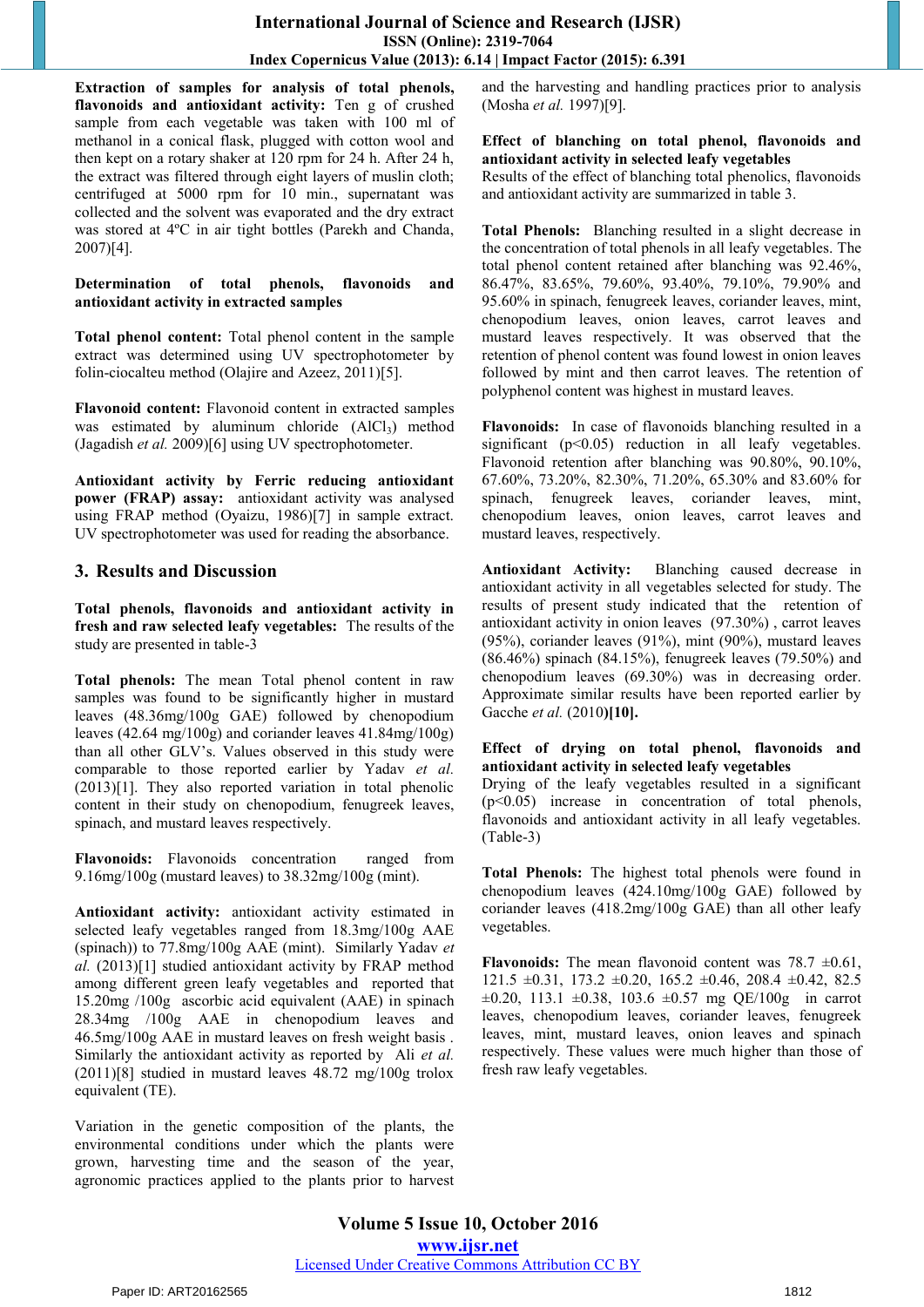**Extraction of samples for analysis of total phenols, flavonoids and antioxidant activity:** Ten g of crushed sample from each vegetable was taken with 100 ml of methanol in a conical flask, plugged with cotton wool and then kept on a rotary shaker at 120 rpm for 24 h. After 24 h, the extract was filtered through eight layers of muslin cloth; centrifuged at 5000 rpm for 10 min., supernatant was collected and the solvent was evaporated and the dry extract was stored at 4ºC in air tight bottles (Parekh and Chanda, 2007)[4].

**Determination of total phenols, flavonoids and antioxidant activity in extracted samples**

**Total phenol content:** Total phenol content in the sample extract was determined using UV spectrophotometer by folin-ciocalteu method (Olajire and Azeez, 2011)[5].

**Flavonoid content:** Flavonoid content in extracted samples was estimated by aluminum chloride ($AlCl_3$) method (Jagadish *et al.* 2009)[6] using UV spectrophotometer.

**Antioxidant activity by Ferric reducing antioxidant power (FRAP) assay:** antioxidant activity was analysed using FRAP method (Oyaizu, 1986)[7] in sample extract. UV spectrophotometer was used for reading the absorbance.

## 3. Results and Discussion

**Total phenols, flavonoids and antioxidant activity in fresh and raw selected leafy vegetables:** The results of the study are presented in table-3

**Total phenols:** The mean Total phenol content in raw samples was found to be significantly higher in mustard leaves (48.36mg/100g GAE) followed by chenopodium leaves (42.64 mg/100g) and coriander leaves 41.84mg/100g) than all other GLV's. Values observed in this study were comparable to those reported earlier by Yadav *et al.* (2013)[1]. They also reported variation in total phenolic content in their study on chenopodium, fenugreek leaves, spinach, and mustard leaves respectively.

**Flavonoids:** Flavonoids concentration ranged from 9.16mg/100g (mustard leaves) to 38.32mg/100g (mint).

**Antioxidant activity:** antioxidant activity estimated in selected leafy vegetables ranged from 18.3mg/100g AAE (spinach)) to 77.8mg/100g AAE (mint). Similarly Yadav *et al.* (2013)[1] studied antioxidant activity by FRAP method among different green leafy vegetables and reported that 15.20mg /100g ascorbic acid equivalent (AAE) in spinach 28.34mg /100g AAE in chenopodium leaves and 46.5mg/100g AAE in mustard leaves on fresh weight basis . Similarly the antioxidant activity as reported by Ali *et al.* (2011)[8] studied in mustard leaves 48.72 mg/100g trolox equivalent (TE).

Variation in the genetic composition of the plants, the environmental conditions under which the plants were grown, harvesting time and the season of the year, agronomic practices applied to the plants prior to harvest and the harvesting and handling practices prior to analysis (Mosha *et al.* 1997)[9].

**Effect of blanching on total phenol, flavonoids and antioxidant activity in selected leafy vegetables**
Results of the effect of blanching total phenolics, flavonoids and antioxidant activity are summarized in table 3.

**Total Phenols:** Blanching resulted in a slight decrease in the concentration of total phenols in all leafy vegetables. The total phenol content retained after blanching was 92.46%, 86.47%, 83.65%, 79.60%, 93.40%, 79.10%, 79.90% and 95.60% in spinach, fenugreek leaves, coriander leaves, mint, chenopodium leaves, onion leaves, carrot leaves and mustard leaves respectively. It was observed that the retention of phenol content was found lowest in onion leaves followed by mint and then carrot leaves. The retention of polyphenol content was highest in mustard leaves.

**Flavonoids:** In case of flavonoids blanching resulted in a significant ($p<0.05$) reduction in all leafy vegetables. Flavonoid retention after blanching was 90.80%, 90.10%, 67.60%, 73.20%, 82.30%, 71.20%, 65.30% and 83.60% for spinach, fenugreek leaves, coriander leaves, mint, chenopodium leaves, onion leaves, carrot leaves and mustard leaves, respectively.

**Antioxidant Activity:** Blanching caused decrease in antioxidant activity in all vegetables selected for study. The results of present study indicated that the retention of antioxidant activity in onion leaves (97.30%) , carrot leaves (95%), coriander leaves (91%), mint (90%), mustard leaves (86.46%) spinach (84.15%), fenugreek leaves (79.50%) and chenopodium leaves (69.30%) was in decreasing order. Approximate similar results have been reported earlier by Gacche *et al.* (2010)**[10].**

**Effect of drying on total phenol, flavonoids and antioxidant activity in selected leafy vegetables**
Drying of the leafy vegetables resulted in a significant ($p<0.05$) increase in concentration of total phenols, flavonoids and antioxidant activity in all leafy vegetables. (Table-3)

**Total Phenols:** The highest total phenols were found in chenopodium leaves (424.10mg/100g GAE) followed by coriander leaves (418.2mg/100g GAE) than all other leafy vegetables.

**Flavonoids:** The mean flavonoid content was 78.7 ±0.61, 121.5 ±0.31, 173.2 ±0.20, 165.2 ±0.46, 208.4 ±0.42, 82.5 ±0.20, 113.1 ±0.38, 103.6 ±0.57 mg QE/100g in carrot leaves, chenopodium leaves, coriander leaves, fenugreek leaves, mint, mustard leaves, onion leaves and spinach respectively. These values were much higher than those of fresh raw leafy vegetables.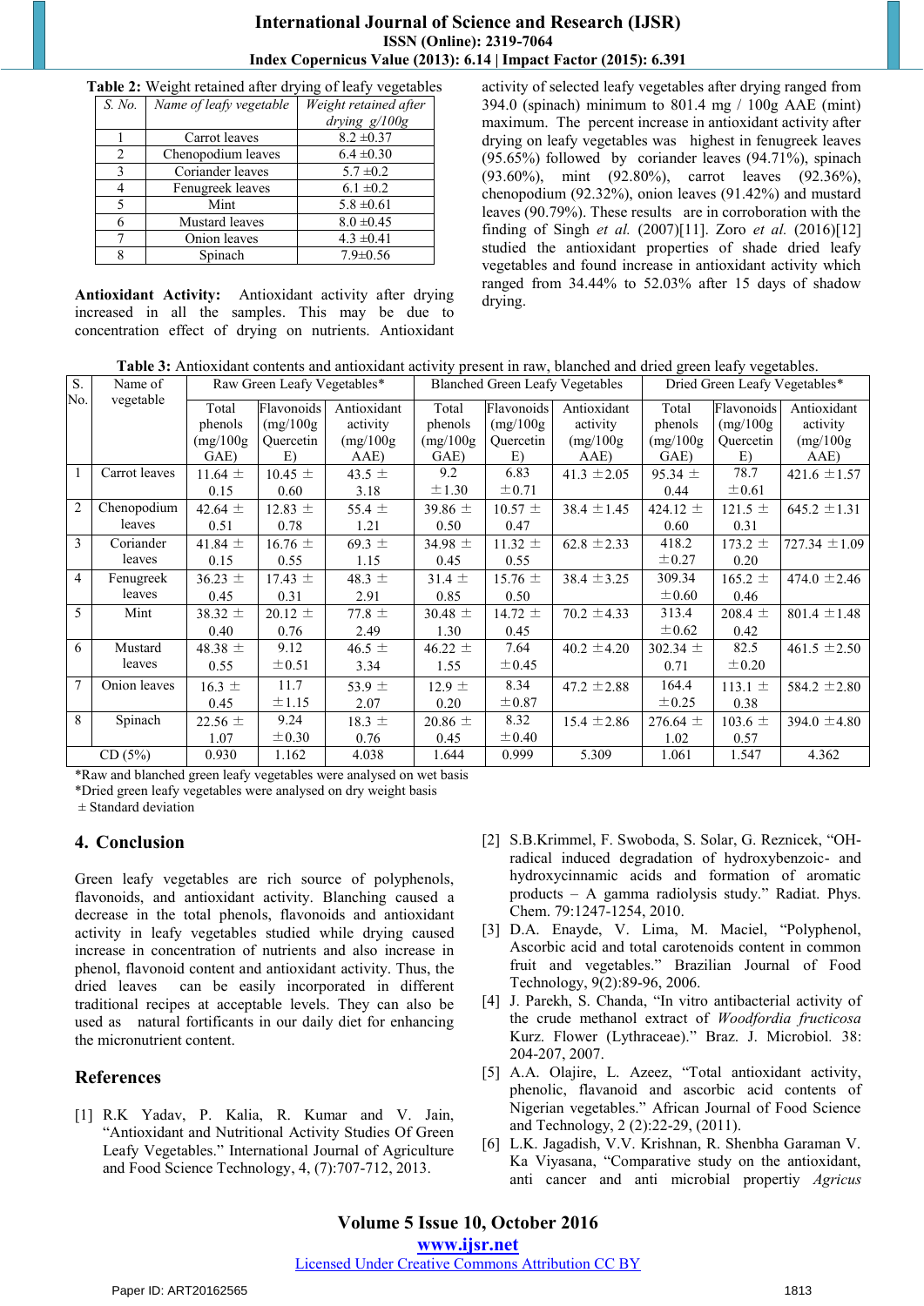**Table 2:** Weight retained after drying of leafy vegetables

| S. No. | Name of leafy vegetable | Weight retained after drying g/100g |
|---|---|---|
| 1 | Carrot leaves | 8.2 ±0.37 |
| 2 | Chenopodium leaves | 6.4 ±0.30 |
| 3 | Coriander leaves | 5.7 ±0.2 |
| 4 | Fenugreek leaves | 6.1 ±0.2 |
| 5 | Mint | 5.8 ±0.61 |
| 6 | Mustard leaves | 8.0 ±0.45 |
| 7 | Onion leaves | 4.3 ±0.41 |
| 8 | Spinach | 7.9±0.56 |

**Antioxidant Activity:** Antioxidant activity after drying increased in all the samples. This may be due to concentration effect of drying on nutrients. Antioxidant activity of selected leafy vegetables after drying ranged from 394.0 (spinach) minimum to 801.4 mg / 100g AAE (mint) maximum. The percent increase in antioxidant activity after drying on leafy vegetables was highest in fenugreek leaves (95.65%) followed by coriander leaves (94.71%), spinach (93.60%), mint (92.80%), carrot leaves (92.36%), chenopodium (92.32%), onion leaves (91.42%) and mustard leaves (90.79%). These results are in corroboration with the finding of Singh *et al.* (2007)[11]. Zoro *et al.* (2016)[12] studied the antioxidant properties of shade dried leafy vegetables and found increase in antioxidant activity which ranged from 34.44% to 52.03% after 15 days of shadow drying.

**Table 3:** Antioxidant contents and antioxidant activity present in raw, blanched and dried green leafy vegetables.

| S. No. | Name of vegetable | Raw Green Leafy Vegetables* | | | Blanched Green Leafy Vegetables | | | Dried Green Leafy Vegetables* | | |
|---|---|---|---|---|---|---|---|---|---|---|
| | | Total phenols (mg/100g GAE) | Flavonoids (mg/100g Quercetin E) | Antioxidant activity (mg/100g AAE) | Total phenols (mg/100g GAE) | Flavonoids (mg/100g Quercetin E) | Antioxidant activity (mg/100g AAE) | Total phenols (mg/100g GAE) | Flavonoids (mg/100g Quercetin E) | Antioxidant activity (mg/100g AAE) |
| 1 | Carrot leaves | 11.64 ± 0.15 | 10.45 ± 0.60 | 43.5 ± 3.18 | 9.2 ±1.30 | 6.83 ±0.71 | 41.3 ±2.05 | 95.34 ± 0.44 | 78.7 ±0.61 | 421.6 ±1.57 |
| 2 | Chenopodium leaves | 42.64 ± 0.51 | 12.83 ± 0.78 | 55.4 ± 1.21 | 39.86 ± 0.50 | 10.57 ± 0.47 | 38.4 ±1.45 | 424.12 ± 0.60 | 121.5 ± 0.31 | 645.2 ±1.31 |
| 3 | Coriander leaves | 41.84 ± 0.15 | 16.76 ± 0.55 | 69.3 ± 1.15 | 34.98 ± 0.45 | 11.32 ± 0.55 | 62.8 ±2.33 | 418.2 ±0.27 | 173.2 ± 0.20 | 727.34 ±1.09 |
| 4 | Fenugreek leaves | 36.23 ± 0.45 | 17.43 ± 0.31 | 48.3 ± 2.91 | 31.4 ± 0.85 | 15.76 ± 0.50 | 38.4 ±3.25 | 309.34 ±0.60 | 165.2 ± 0.46 | 474.0 ±2.46 |
| 5 | Mint | 38.32 ± 0.40 | 20.12 ± 0.76 | 77.8 ± 2.49 | 30.48 ± 1.30 | 14.72 ± 0.45 | 70.2 ±4.33 | 313.4 ±0.62 | 208.4 ± 0.42 | 801.4 ±1.48 |
| 6 | Mustard leaves | 48.38 ± 0.55 | 9.12 ±0.51 | 46.5 ± 3.34 | 46.22 ± 1.55 | 7.64 ±0.45 | 40.2 ±4.20 | 302.34 ± 0.71 | 82.5 ±0.20 | 461.5 ±2.50 |
| 7 | Onion leaves | 16.3 ± 0.45 | 11.7 ±1.15 | 53.9 ± 2.07 | 12.9 ± 0.20 | 8.34 ±0.87 | 47.2 ±2.88 | 164.4 ±0.25 | 113.1 ± 0.38 | 584.2 ±2.80 |
| 8 | Spinach | 22.56 ± 1.07 | 9.24 ±0.30 | 18.3 ± 0.76 | 20.86 ± 0.45 | 8.32 ±0.40 | 15.4 ±2.86 | 276.64 ± 1.02 | 103.6 ± 0.57 | 394.0 ±4.80 |
| | CD (5%) | 0.930 | 1.162 | 4.038 | 1.644 | 0.999 | 5.309 | 1.061 | 1.547 | 4.362 |

*Raw and blanched green leafy vegetables were analysed on wet basis
*Dried green leafy vegetables were analysed on dry weight basis
± Standard deviation

## 4. Conclusion

Green leafy vegetables are rich source of polyphenols, flavonoids, and antioxidant activity. Blanching caused a decrease in the total phenols, flavonoids and antioxidant activity in leafy vegetables studied while drying caused increase in concentration of nutrients and also increase in phenol, flavonoid content and antioxidant activity. Thus, the dried leaves can be easily incorporated in different traditional recipes at acceptable levels. They can also be used as natural fortificants in our daily diet for enhancing the micronutrient content.

## References

[1] R.K Yadav, P. Kalia, R. Kumar and V. Jain, "Antioxidant and Nutritional Activity Studies Of Green Leafy Vegetables." International Journal of Agriculture and Food Science Technology, 4, (7):707-712, 2013.

[2] S.B.Krimmel, F. Swoboda, S. Solar, G. Reznicek, "OH-radical induced degradation of hydroxybenzoic- and hydroxycinnamic acids and formation of aromatic products – A gamma radiolysis study." Radiat. Phys. Chem. 79:1247-1254, 2010.

[3] D.A. Enayde, V. Lima, M. Maciel, "Polyphenol, Ascorbic acid and total carotenoids content in common fruit and vegetables." Brazilian Journal of Food Technology, 9(2):89-96, 2006.

[4] J. Parekh, S. Chanda, "In vitro antibacterial activity of the crude methanol extract of *Woodfordia fructicosa* Kurz. Flower (Lythraceae)." Braz. J. Microbiol. 38: 204-207, 2007.

[5] A.A. Olajire, L. Azeez, "Total antioxidant activity, phenolic, flavanoid and ascorbic acid contents of Nigerian vegetables." African Journal of Food Science and Technology, 2 (2):22-29, (2011).

[6] L.K. Jagadish, V.V. Krishnan, R. Shenbha Garaman V. Ka Viyasana, "Comparative study on the antioxidant, anti cancer and anti microbial propertiy *Agricus*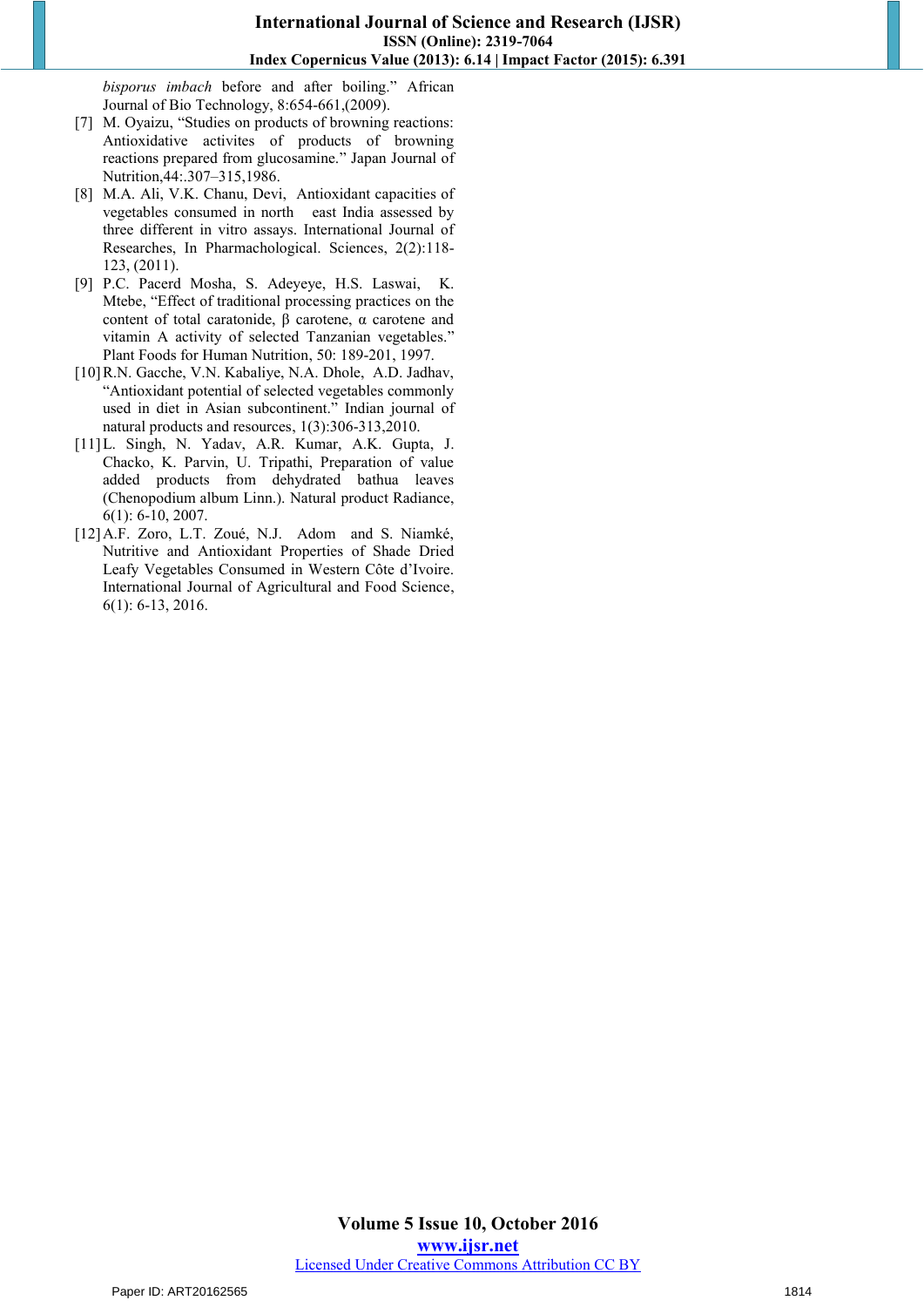*bisporus imbach* before and after boiling." African Journal of Bio Technology, 8:654-661,(2009).

[7] M. Oyaizu, "Studies on products of browning reactions: Antioxidative activites of products of browning reactions prepared from glucosamine." Japan Journal of Nutrition,44:.307–315,1986.

[8] M.A. Ali, V.K. Chanu, Devi, Antioxidant capacities of vegetables consumed in north east India assessed by three different in vitro assays. International Journal of Researches, In Pharmacological. Sciences, 2(2):118-123, (2011).

[9] P.C. Pacerd Mosha, S. Adeyeye, H.S. Laswai, K. Mtebe, "Effect of traditional processing practices on the content of total caratonide, β carotene, α carotene and vitamin A activity of selected Tanzanian vegetables." Plant Foods for Human Nutrition, 50: 189-201, 1997.

[10] R.N. Gacche, V.N. Kabaliye, N.A. Dhole, A.D. Jadhav, "Antioxidant potential of selected vegetables commonly used in diet in Asian subcontinent." Indian journal of natural products and resources, 1(3):306-313,2010.

[11] L. Singh, N. Yadav, A.R. Kumar, A.K. Gupta, J. Chacko, K. Parvin, U. Tripathi, Preparation of value added products from dehydrated bathua leaves (Chenopodium album Linn.). Natural product Radiance, 6(1): 6-10, 2007.

[12] A.F. Zoro, L.T. Zoué, N.J. Adom and S. Niamké, Nutritive and Antioxidant Properties of Shade Dried Leafy Vegetables Consumed in Western Côte d'Ivoire. International Journal of Agricultural and Food Science, 6(1): 6-13, 2016.